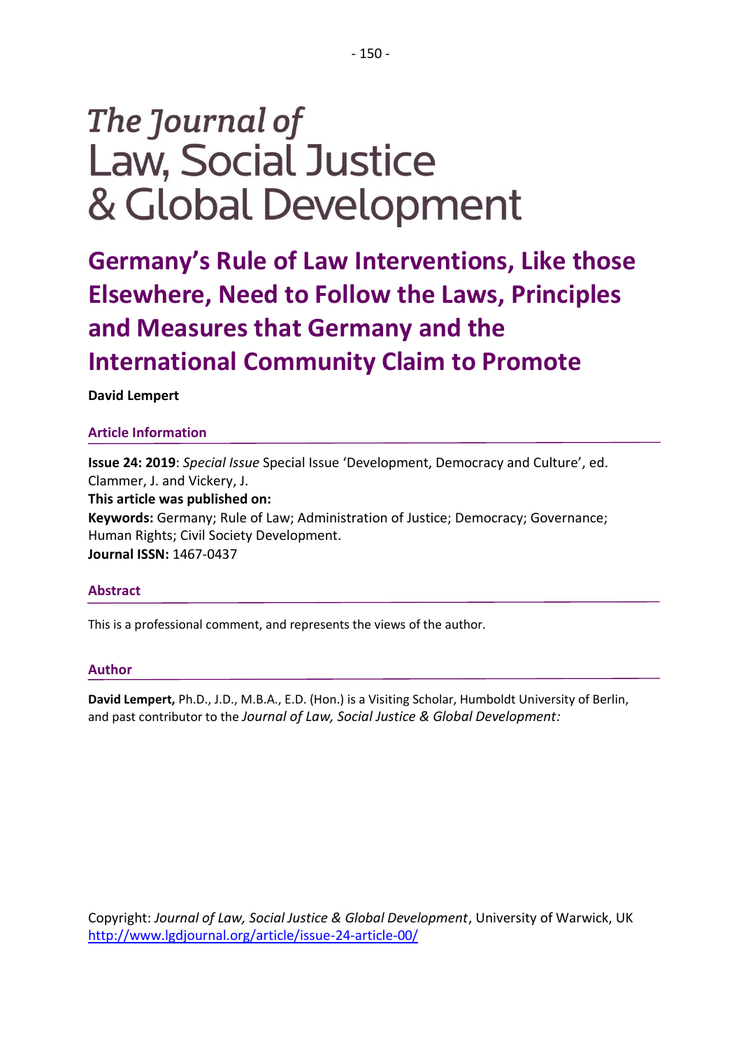# The Journal of Law, Social Justice & Global Development

## Germany's Rule of Law Interventions, Like those Elsewhere, Need to Follow the Laws, Principles and Measures that Germany and the International Community Claim to Promote

**David Lempert**

### Article Information

**Issue 24: 2019**: *Special Issue* Special Issue 'Development, Democracy and Culture', ed. Clammer, J. and Vickery, J.
**This article was published on:**
**Keywords:** Germany; Rule of Law; Administration of Justice; Democracy; Governance; Human Rights; Civil Society Development.
**Journal ISSN:** 1467-0437

### Abstract

This is a professional comment, and represents the views of the author.

### Author

**David Lempert,** Ph.D., J.D., M.B.A., E.D. (Hon.) is a Visiting Scholar, Humboldt University of Berlin, and past contributor to the *Journal of Law, Social Justice & Global Development:*

Copyright: *Journal of Law, Social Justice & Global Development*, University of Warwick, UK
http://www.lgdjournal.org/article/issue-24-article-00/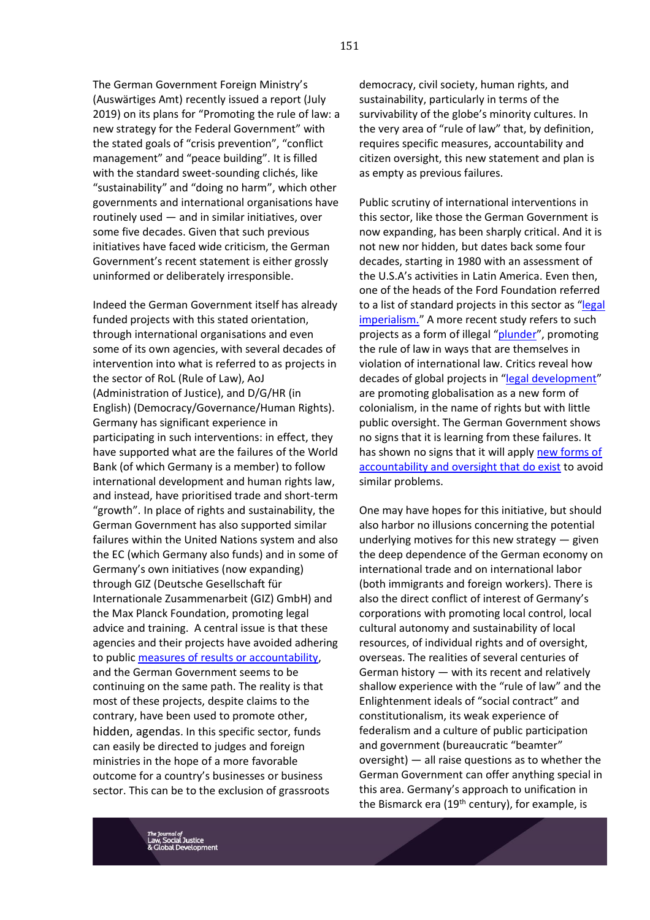The German Government Foreign Ministry's (Auswärtiges Amt) recently issued a report (July 2019) on its plans for "Promoting the rule of law: a new strategy for the Federal Government" with the stated goals of "crisis prevention", "conflict management" and "peace building". It is filled with the standard sweet-sounding clichés, like "sustainability" and "doing no harm", which other governments and international organisations have routinely used — and in similar initiatives, over some five decades. Given that such previous initiatives have faced wide criticism, the German Government's recent statement is either grossly uninformed or deliberately irresponsible.

Indeed the German Government itself has already funded projects with this stated orientation, through international organisations and even some of its own agencies, with several decades of intervention into what is referred to as projects in the sector of RoL (Rule of Law), AoJ (Administration of Justice), and D/G/HR (in English) (Democracy/Governance/Human Rights). Germany has significant experience in participating in such interventions: in effect, they have supported what are the failures of the World Bank (of which Germany is a member) to follow international development and human rights law, and instead, have prioritised trade and short-term "growth". In place of rights and sustainability, the German Government has also supported similar failures within the United Nations system and also the EC (which Germany also funds) and in some of Germany's own initiatives (now expanding) through GIZ (Deutsche Gesellschaft für Internationale Zusammenarbeit (GIZ) GmbH) and the Max Planck Foundation, promoting legal advice and training. A central issue is that these agencies and their projects have avoided adhering to public measures of results or accountability, and the German Government seems to be continuing on the same path. The reality is that most of these projects, despite claims to the contrary, have been used to promote other, hidden, agendas. In this specific sector, funds can easily be directed to judges and foreign ministries in the hope of a more favorable outcome for a country's businesses or business sector. This can be to the exclusion of grassroots democracy, civil society, human rights, and sustainability, particularly in terms of the survivability of the globe's minority cultures. In the very area of "rule of law" that, by definition, requires specific measures, accountability and citizen oversight, this new statement and plan is as empty as previous failures.

Public scrutiny of international interventions in this sector, like those the German Government is now expanding, has been sharply critical. And it is not new nor hidden, but dates back some four decades, starting in 1980 with an assessment of the U.S.A's activities in Latin America. Even then, one of the heads of the Ford Foundation referred to a list of standard projects in this sector as "legal imperialism." A more recent study refers to such projects as a form of illegal "plunder", promoting the rule of law in ways that are themselves in violation of international law. Critics reveal how decades of global projects in "legal development" are promoting globalisation as a new form of colonialism, in the name of rights but with little public oversight. The German Government shows no signs that it is learning from these failures. It has shown no signs that it will apply new forms of accountability and oversight that do exist to avoid similar problems.

One may have hopes for this initiative, but should also harbor no illusions concerning the potential underlying motives for this new strategy — given the deep dependence of the German economy on international trade and on international labor (both immigrants and foreign workers). There is also the direct conflict of interest of Germany's corporations with promoting local control, local cultural autonomy and sustainability of local resources, of individual rights and of oversight, overseas. The realities of several centuries of German history — with its recent and relatively shallow experience with the "rule of law" and the Enlightenment ideals of "social contract" and constitutionalism, its weak experience of federalism and a culture of public participation and government (bureaucratic "beamter" oversight) — all raise questions as to whether the German Government can offer anything special in this area. Germany's approach to unification in the Bismarck era (19th century), for example, is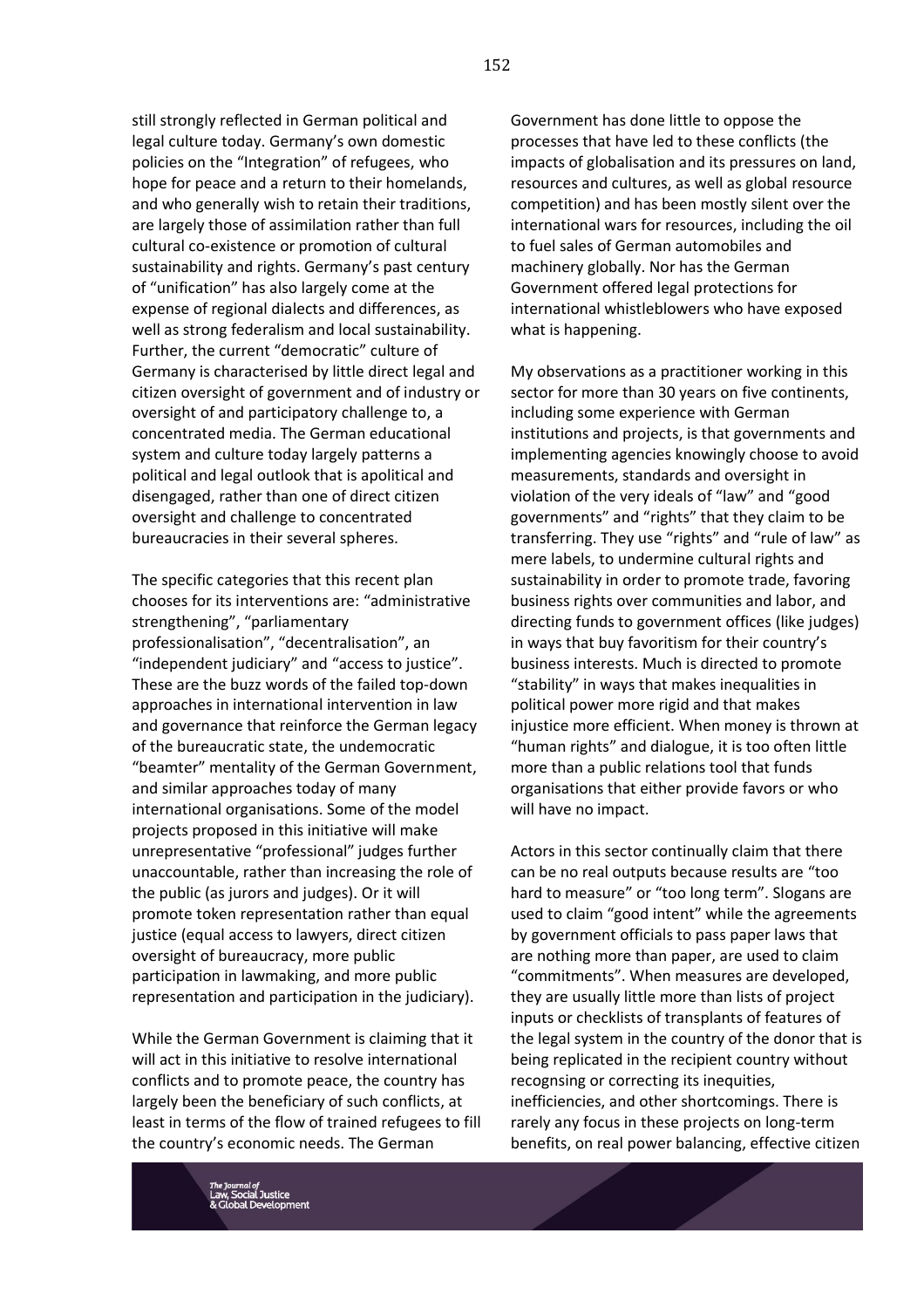still strongly reflected in German political and legal culture today. Germany's own domestic policies on the "Integration" of refugees, who hope for peace and a return to their homelands, and who generally wish to retain their traditions, are largely those of assimilation rather than full cultural co-existence or promotion of cultural sustainability and rights. Germany's past century of "unification" has also largely come at the expense of regional dialects and differences, as well as strong federalism and local sustainability. Further, the current "democratic" culture of Germany is characterised by little direct legal and citizen oversight of government and of industry or oversight of and participatory challenge to, a concentrated media. The German educational system and culture today largely patterns a political and legal outlook that is apolitical and disengaged, rather than one of direct citizen oversight and challenge to concentrated bureaucracies in their several spheres.

The specific categories that this recent plan chooses for its interventions are: "administrative strengthening", "parliamentary professionalisation", "decentralisation", an "independent judiciary" and "access to justice". These are the buzz words of the failed top-down approaches in international intervention in law and governance that reinforce the German legacy of the bureaucratic state, the undemocratic "beamter" mentality of the German Government, and similar approaches today of many international organisations. Some of the model projects proposed in this initiative will make unrepresentative "professional" judges further unaccountable, rather than increasing the role of the public (as jurors and judges). Or it will promote token representation rather than equal justice (equal access to lawyers, direct citizen oversight of bureaucracy, more public participation in lawmaking, and more public representation and participation in the judiciary).

While the German Government is claiming that it will act in this initiative to resolve international conflicts and to promote peace, the country has largely been the beneficiary of such conflicts, at least in terms of the flow of trained refugees to fill the country's economic needs. The German Government has done little to oppose the processes that have led to these conflicts (the impacts of globalisation and its pressures on land, resources and cultures, as well as global resource competition) and has been mostly silent over the international wars for resources, including the oil to fuel sales of German automobiles and machinery globally. Nor has the German Government offered legal protections for international whistleblowers who have exposed what is happening.

My observations as a practitioner working in this sector for more than 30 years on five continents, including some experience with German institutions and projects, is that governments and implementing agencies knowingly choose to avoid measurements, standards and oversight in violation of the very ideals of "law" and "good governments" and "rights" that they claim to be transferring. They use "rights" and "rule of law" as mere labels, to undermine cultural rights and sustainability in order to promote trade, favoring business rights over communities and labor, and directing funds to government offices (like judges) in ways that buy favoritism for their country's business interests. Much is directed to promote "stability" in ways that makes inequalities in political power more rigid and that makes injustice more efficient. When money is thrown at "human rights" and dialogue, it is too often little more than a public relations tool that funds organisations that either provide favors or who will have no impact.

Actors in this sector continually claim that there can be no real outputs because results are "too hard to measure" or "too long term". Slogans are used to claim "good intent" while the agreements by government officials to pass paper laws that are nothing more than paper, are used to claim "commitments". When measures are developed, they are usually little more than lists of project inputs or checklists of transplants of features of the legal system in the country of the donor that is being replicated in the recipient country without recognsing or correcting its inequities, inefficiencies, and other shortcomings. There is rarely any focus in these projects on long-term benefits, on real power balancing, effective citizen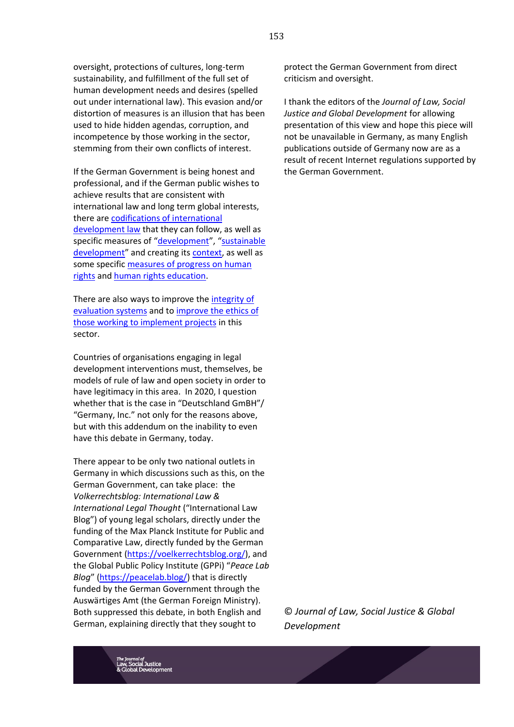oversight, protections of cultures, long-term sustainability, and fulfillment of the full set of human development needs and desires (spelled out under international law). This evasion and/or distortion of measures is an illusion that has been used to hide hidden agendas, corruption, and incompetence by those working in the sector, stemming from their own conflicts of interest.

If the German Government is being honest and professional, and if the German public wishes to achieve results that are consistent with international law and long term global interests, there are codifications of international development law that they can follow, as well as specific measures of "development", "sustainable development" and creating its context, as well as some specific measures of progress on human rights and human rights education.

There are also ways to improve the integrity of evaluation systems and to improve the ethics of those working to implement projects in this sector.

Countries of organisations engaging in legal development interventions must, themselves, be models of rule of law and open society in order to have legitimacy in this area. In 2020, I question whether that is the case in "Deutschland GmBH"/ "Germany, Inc." not only for the reasons above, but with this addendum on the inability to even have this debate in Germany, today.

There appear to be only two national outlets in Germany in which discussions such as this, on the German Government, can take place: the *Volkerrechtsblog: International Law & International Legal Thought* ("International Law Blog") of young legal scholars, directly under the funding of the Max Planck Institute for Public and Comparative Law, directly funded by the German Government (https://voelkerrechtsblog.org/), and the Global Public Policy Institute (GPPi) "*Peace Lab Blog*" (https://peacelab.blog/) that is directly funded by the German Government through the Auswärtiges Amt (the German Foreign Ministry). Both suppressed this debate, in both English and German, explaining directly that they sought to protect the German Government from direct criticism and oversight.

I thank the editors of the *Journal of Law, Social Justice and Global Development* for allowing presentation of this view and hope this piece will not be unavailable in Germany, as many English publications outside of Germany now are as a result of recent Internet regulations supported by the German Government.

*© Journal of Law, Social Justice & Global Development*